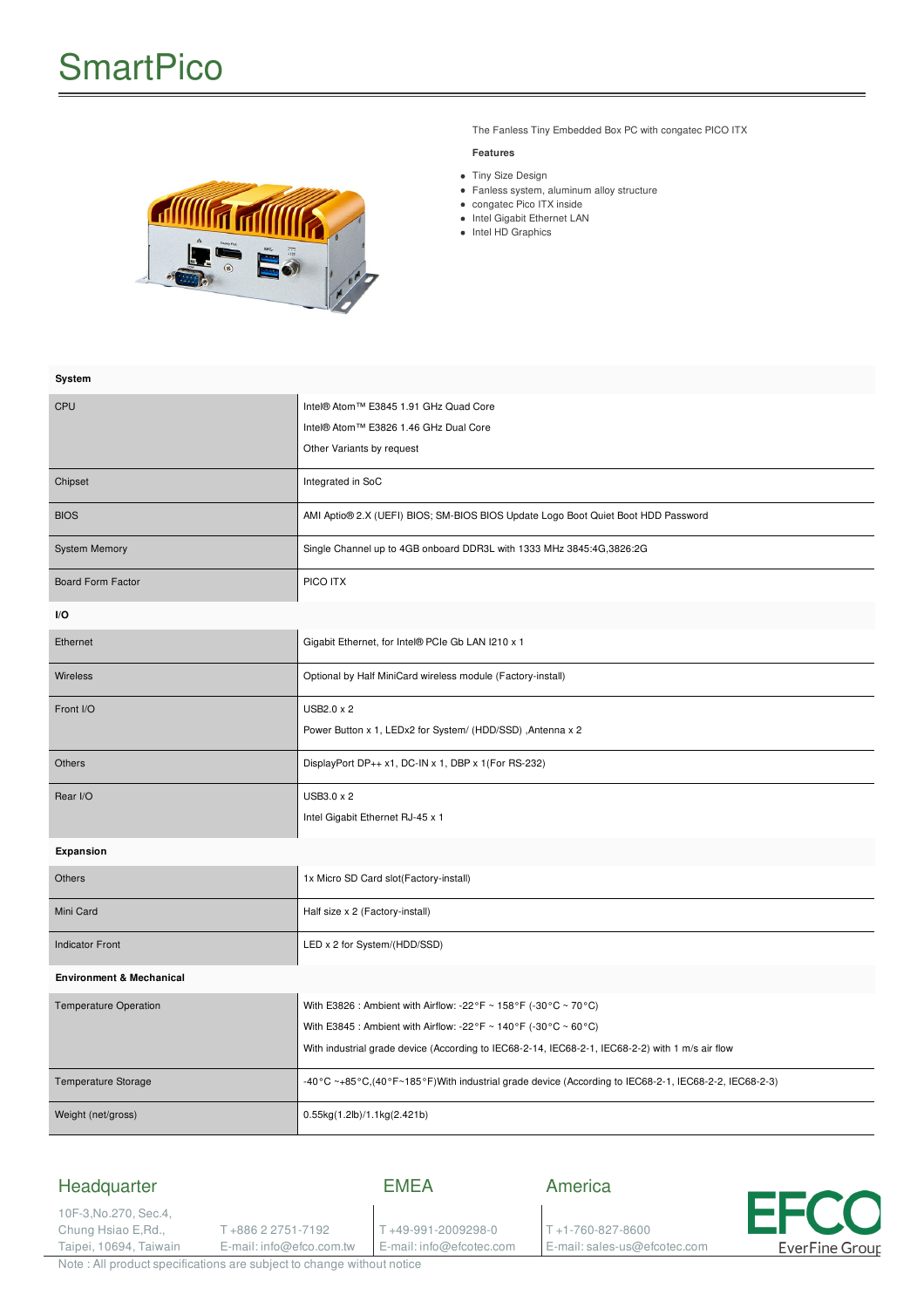# SmartPico

The Fanless Tiny Embedded Box PC with congatec PICO ITX

**Features**

- Tiny Size Design
- Fanless system, aluminum alloy structure
- congatec Pico ITX inside
- Intel Gigabit Ethernet LAN
- Intel HD Graphics

| **System** | |
|---|---|
| CPU | Intel® Atom™ E3845 1.91 GHz Quad Core<br>Intel® Atom™ E3826 1.46 GHz Dual Core<br>Other Variants by request |
| Chipset | Integrated in SoC |
| BIOS | AMI Aptio® 2.X (UEFI) BIOS; SM-BIOS BIOS Update Logo Boot Quiet Boot HDD Password |
| System Memory | Single Channel up to 4GB onboard DDR3L with 1333 MHz 3845:4G,3826:2G |
| Board Form Factor | PICO ITX |
| **I/O** | |
| Ethernet | Gigabit Ethernet, for Intel® PCIe Gb LAN I210 x 1 |
| Wireless | Optional by Half MiniCard wireless module (Factory-install) |
| Front I/O | USB2.0 x 2<br>Power Button x 1, LEDx2 for System/ (HDD/SSD) ,Antenna x 2 |
| Others | DisplayPort DP++ x1, DC-IN x 1, DBP x 1(For RS-232) |
| Rear I/O | USB3.0 x 2<br>Intel Gigabit Ethernet RJ-45 x 1 |
| **Expansion** | |
| Others | 1x Micro SD Card slot(Factory-install) |
| Mini Card | Half size x 2 (Factory-install) |
| Indicator Front | LED x 2 for System/(HDD/SSD) |
| **Environment & Mechanical** | |
| Temperature Operation | With E3826 : Ambient with Airflow: -22°F ~ 158°F (-30°C ~ 70°C)<br>With E3845 : Ambient with Airflow: -22°F ~ 140°F (-30°C ~ 60°C)<br>With industrial grade device (According to IEC68-2-14, IEC68-2-1, IEC68-2-2) with 1 m/s air flow |
| Temperature Storage | -40°C ~+85°C,(40°F~185°F)With industrial grade device (According to IEC68-2-1, IEC68-2-2, IEC68-2-3) |
| Weight (net/gross) | 0.55kg(1.2lb)/1.1kg(2.421b) |

## Headquarter

10F-3,No.270, Sec.4,
Chung Hsiao E,Rd.,
Taipei, 10694, Taiwan

T +886 2 2751-7192
E-mail: info@efco.com.tw

## EMEA

T +49-991-2009298-0
E-mail: info@efcotec.com

## America

T +1-760-827-8600
E-mail: sales-us@efcotec.com

EFCO EverFine Group

Note : All product specifications are subject to change without notice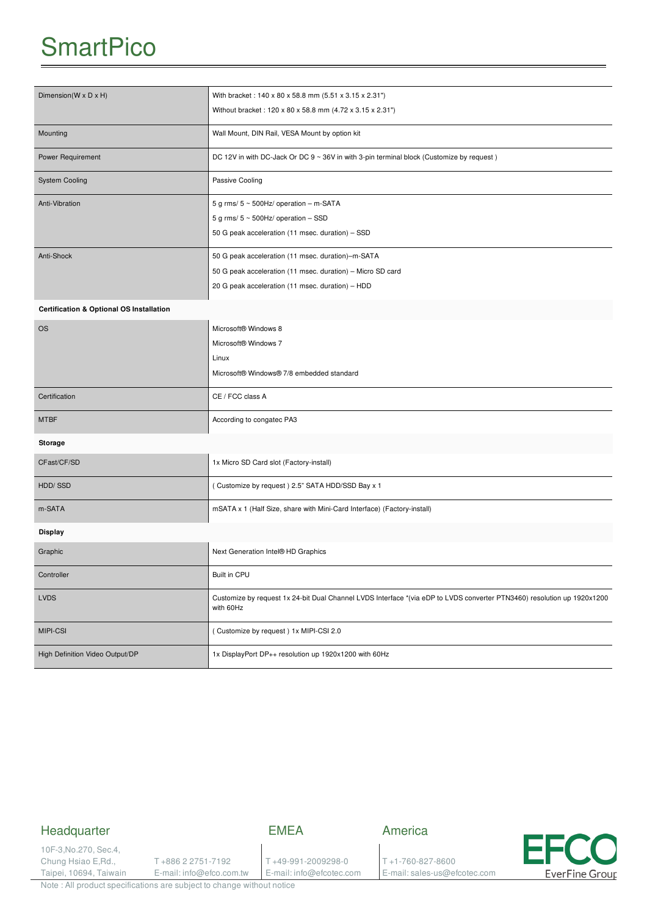# SmartPico

| | |
|---|---|
| Dimension(W x D x H) | With bracket : 140 x 80 x 58.8 mm (5.51 x 3.15 x 2.31")<br>Without bracket : 120 x 80 x 58.8 mm (4.72 x 3.15 x 2.31") |
| Mounting | Wall Mount, DIN Rail, VESA Mount by option kit |
| Power Requirement | DC 12V in with DC-Jack Or DC 9 ~ 36V in with 3-pin terminal block (Customize by request ) |
| System Cooling | Passive Cooling |
| Anti-Vibration | 5 g rms/ 5 ~ 500Hz/ operation – m-SATA<br>5 g rms/ 5 ~ 500Hz/ operation – SSD<br>50 G peak acceleration (11 msec. duration) – SSD |
| Anti-Shock | 50 G peak acceleration (11 msec. duration)–m-SATA<br>50 G peak acceleration (11 msec. duration) – Micro SD card<br>20 G peak acceleration (11 msec. duration) – HDD |
| **Certification & Optional OS Installation** | |
| OS | Microsoft® Windows 8<br>Microsoft® Windows 7<br>Linux<br>Microsoft® Windows® 7/8 embedded standard |
| Certification | CE / FCC class A |
| MTBF | According to congatec PA3 |
| **Storage** | |
| CFast/CF/SD | 1x Micro SD Card slot (Factory-install) |
| HDD/ SSD | ( Customize by request ) 2.5" SATA HDD/SSD Bay x 1 |
| m-SATA | mSATA x 1 (Half Size, share with Mini-Card Interface) (Factory-install) |
| **Display** | |
| Graphic | Next Generation Intel® HD Graphics |
| Controller | Built in CPU |
| LVDS | Customize by request 1x 24-bit Dual Channel LVDS Interface *(via eDP to LVDS converter PTN3460) resolution up 1920x1200 with 60Hz |
| MIPI-CSI | ( Customize by request ) 1x MIPI-CSI 2.0 |
| High Definition Video Output/DP | 1x DisplayPort DP++ resolution up 1920x1200 with 60Hz |

## Headquarter

10F-3,No.270, Sec.4,
Chung Hsiao E,Rd.,
Taipei, 10694, Taiwan

T +886 2 2751-7192
E-mail: info@efco.com.tw

## EMEA

T +49-991-2009298-0
E-mail: info@efcotec.com

## America

T +1-760-827-8600
E-mail: sales-us@efcotec.com

EFCO EverFine Group

Note : All product specifications are subject to change without notice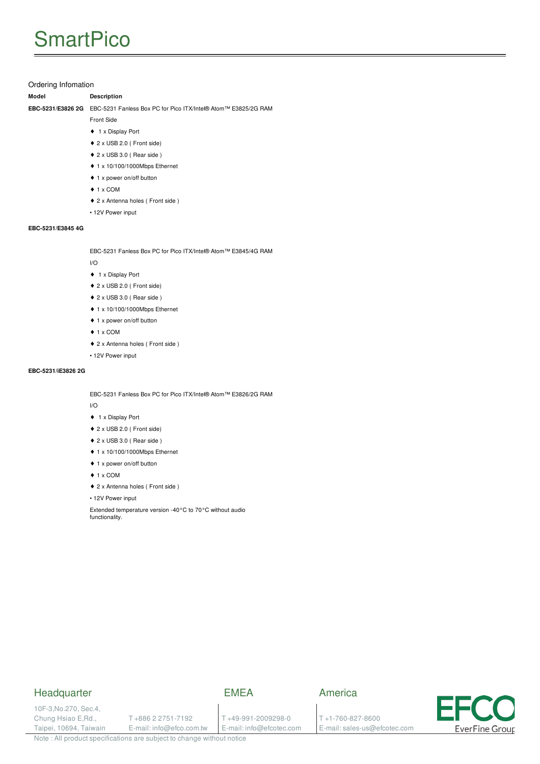# SmartPico

## Ordering Infomation

**Model** | **Description**

**EBC-5231/E3826 2G**

EBC-5231 Fanless Box PC for Pico ITX/Intel® Atom™ E3825/2G RAM

Front Side

- ♦ 1 x Display Port
- ♦ 2 x USB 2.0 ( Front side)
- ♦ 2 x USB 3.0 ( Rear side )
- ♦ 1 x 10/100/1000Mbps Ethernet
- ♦ 1 x power on/off button
- ♦ 1 x COM
- ♦ 2 x Antenna holes ( Front side )
- • 12V Power input

**EBC-5231/E3845 4G**

EBC-5231 Fanless Box PC for Pico ITX/Intel® Atom™ E3845/4G RAM

I/O

- ♦ 1 x Display Port
- ♦ 2 x USB 2.0 ( Front side)
- ♦ 2 x USB 3.0 ( Rear side )
- ♦ 1 x 10/100/1000Mbps Ethernet
- ♦ 1 x power on/off button
- ♦ 1 x COM
- ♦ 2 x Antenna holes ( Front side )
- • 12V Power input

**EBC-5231/iE3826 2G**

EBC-5231 Fanless Box PC for Pico ITX/Intel® Atom™ E3826/2G RAM

I/O

- ♦ 1 x Display Port
- ♦ 2 x USB 2.0 ( Front side)
- ♦ 2 x USB 3.0 ( Rear side )
- ♦ 1 x 10/100/1000Mbps Ethernet
- ♦ 1 x power on/off button
- ♦ 1 x COM
- ♦ 2 x Antenna holes ( Front side )
- • 12V Power input

Extended temperature version -40°C to 70°C without audio functionality.

---

**Headquarter**

10F-3,No.270, Sec.4,
Chung Hsiao E,Rd.,
Taipei, 10694, Taiwain

T +886 2 2751-7192
E-mail: info@efco.com.tw

**EMEA**

T +49-991-2009298-0
E-mail: info@efcotec.com

**America**

T +1-760-827-8600
E-mail: sales-us@efcotec.com

EFCO EverFine Group

Note : All product specifications are subject to change without notice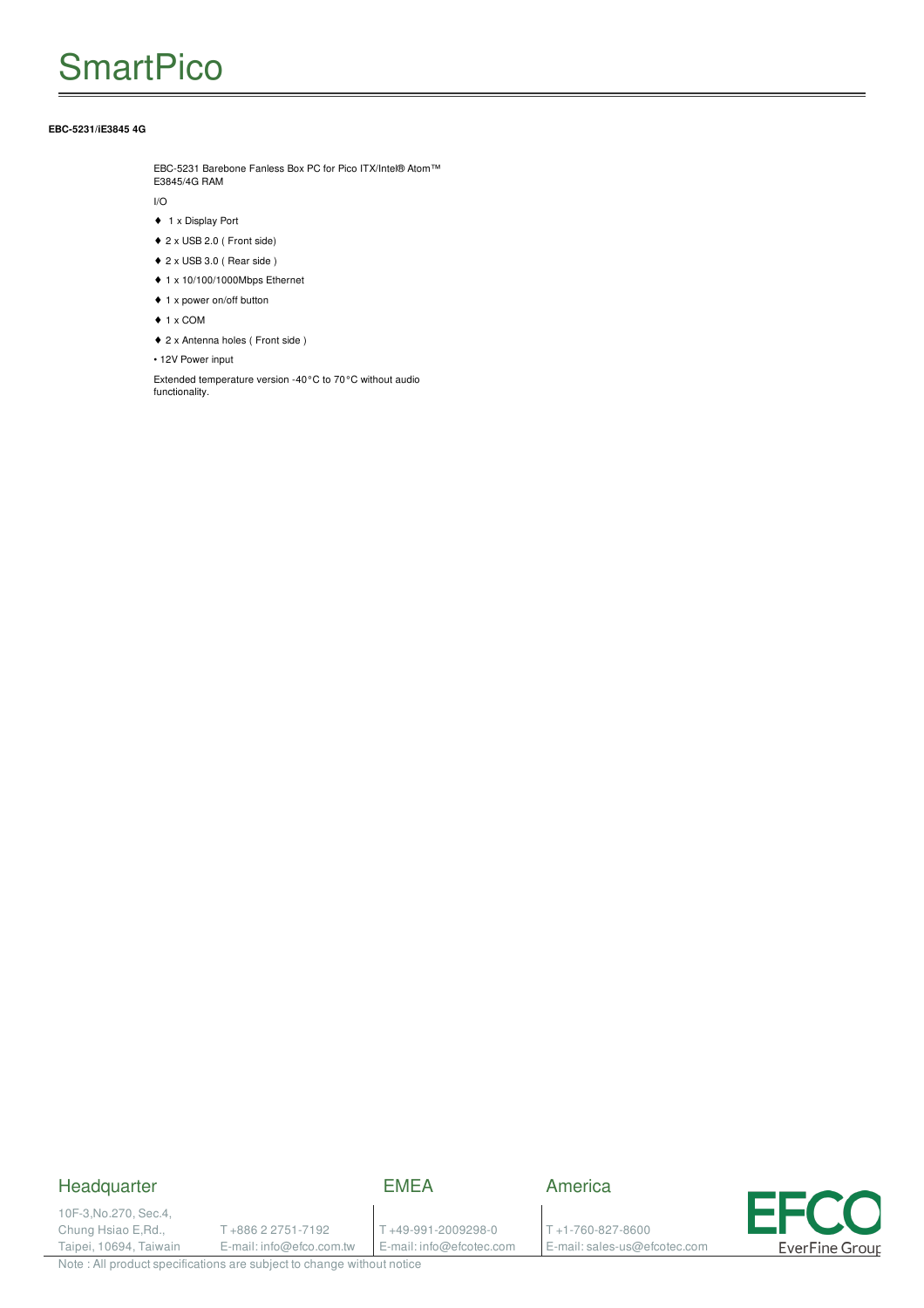# SmartPico

**EBC-5231/iE3845 4G**

EBC-5231 Barebone Fanless Box PC for Pico ITX/Intel® Atom™ E3845/4G RAM

I/O

- ♦ 1 x Display Port
- ♦ 2 x USB 2.0 ( Front side)
- ♦ 2 x USB 3.0 ( Rear side )
- ♦ 1 x 10/100/1000Mbps Ethernet
- ♦ 1 x power on/off button
- ♦ 1 x COM
- ♦ 2 x Antenna holes ( Front side )
- • 12V Power input

Extended temperature version -40°C to 70°C without audio functionality.